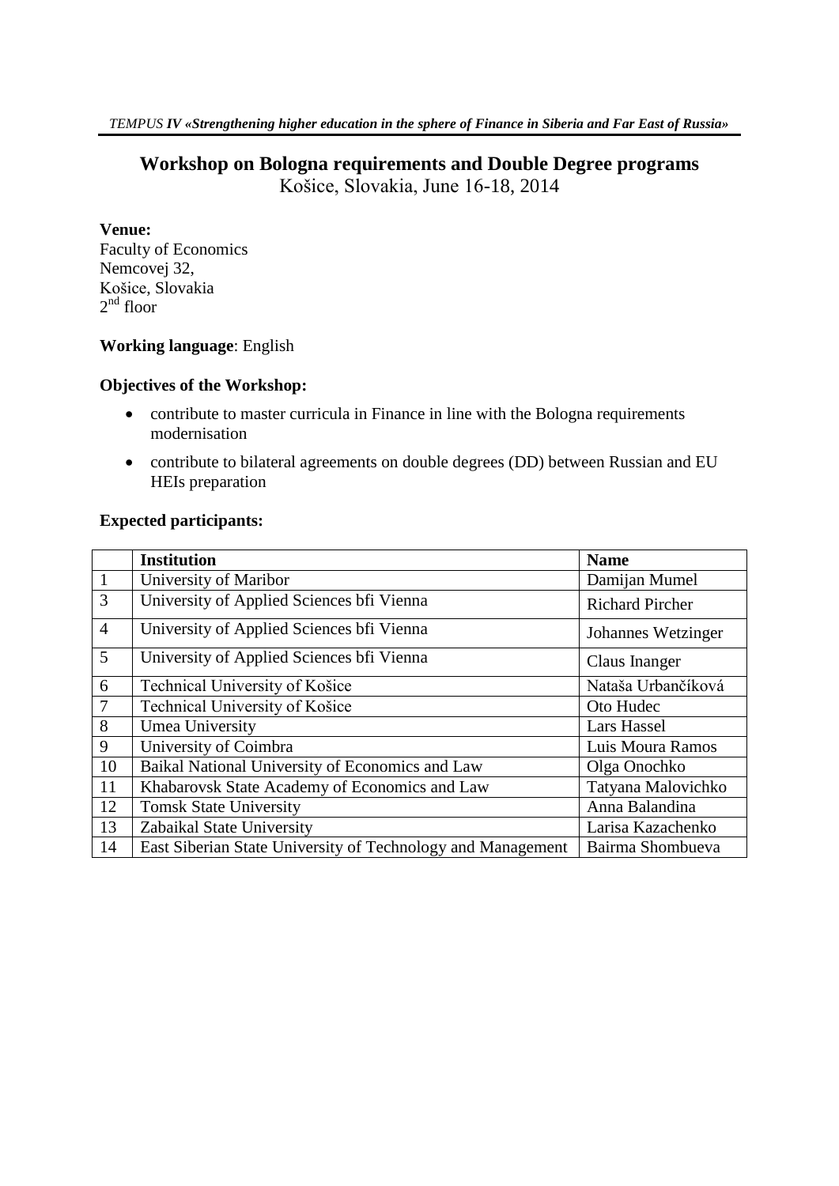# Workshop on Bologna requirements and Double Degree programs

Košice, Slovakia, June 16-18, 2014

**Venue:**
Faculty of Economics
Nemcovej 32,
Košice, Slovakia
2nd floor

**Working language**: English

**Objectives of the Workshop:**

- contribute to master curricula in Finance in line with the Bologna requirements modernisation
- contribute to bilateral agreements on double degrees (DD) between Russian and EU HEIs preparation

**Expected participants:**

| | Institution | Name |
|---|---|---|
| 1 | University of Maribor | Damijan Mumel |
| 3 | University of Applied Sciences bfi Vienna | Richard Pircher |
| 4 | University of Applied Sciences bfi Vienna | Johannes Wetzinger |
| 5 | University of Applied Sciences bfi Vienna | Claus Inanger |
| 6 | Technical University of Košice | Nataša Urbančíková |
| 7 | Technical University of Košice | Oto Hudec |
| 8 | Umea University | Lars Hassel |
| 9 | University of Coimbra | Luis Moura Ramos |
| 10 | Baikal National University of Economics and Law | Olga Onochko |
| 11 | Khabarovsk State Academy of Economics and Law | Tatyana Malovichko |
| 12 | Tomsk State University | Anna Balandina |
| 13 | Zabaikal State University | Larisa Kazachenko |
| 14 | East Siberian State University of Technology and Management | Bairma Shombueva |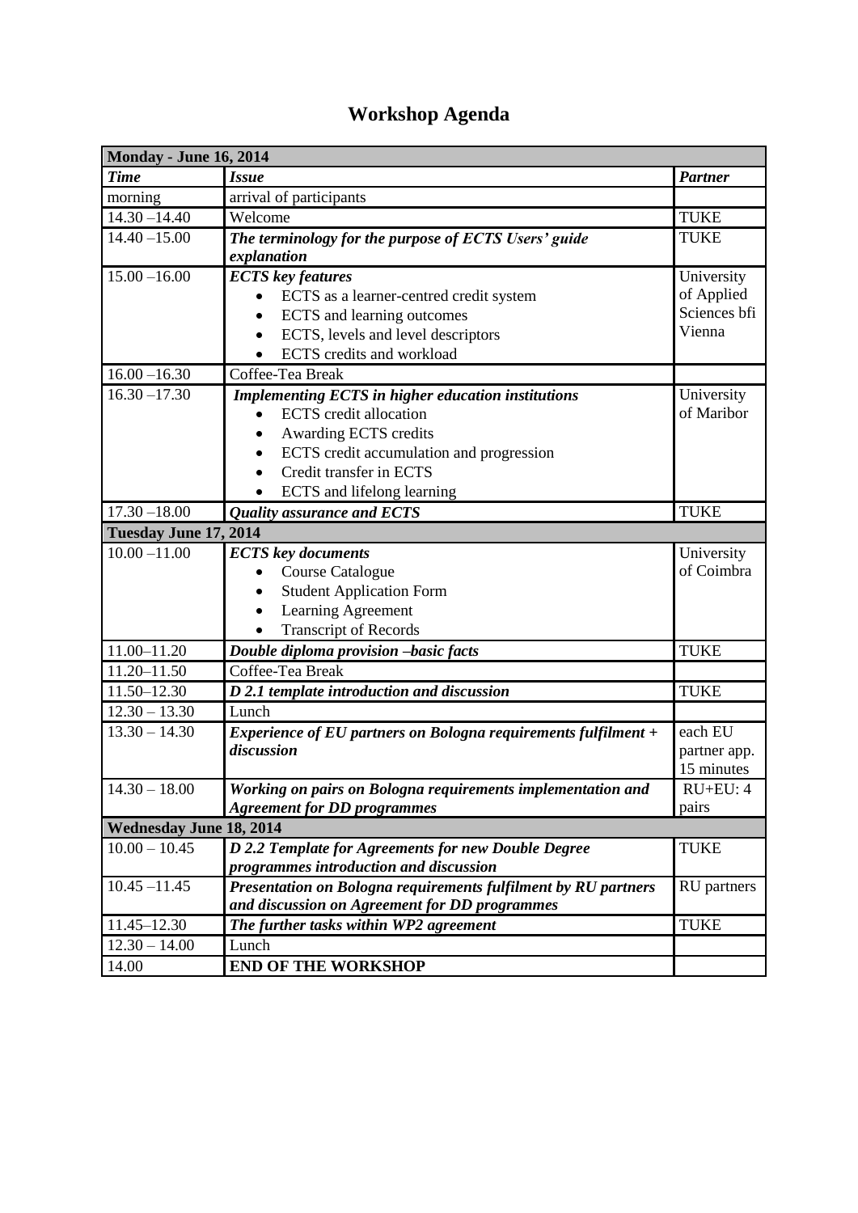# Workshop Agenda

| Monday - June 16, 2014 | | |
|---|---|---|
| ***Time*** | ***Issue*** | ***Partner*** |
| morning | arrival of participants | |
| 14.30 –14.40 | Welcome | TUKE |
| 14.40 –15.00 | ***The terminology for the purpose of ECTS Users' guide explanation*** | TUKE |
| 15.00 –16.00 | ***ECTS key features***<br>• ECTS as a learner-centred credit system<br>• ECTS and learning outcomes<br>• ECTS, levels and level descriptors<br>• ECTS credits and workload | University of Applied Sciences bfi Vienna |
| 16.00 –16.30 | Coffee-Tea Break | |
| 16.30 –17.30 | ***Implementing ECTS in higher education institutions***<br>• ECTS credit allocation<br>• Awarding ECTS credits<br>• ECTS credit accumulation and progression<br>• Credit transfer in ECTS<br>• ECTS and lifelong learning | University of Maribor |
| 17.30 –18.00 | ***Quality assurance and ECTS*** | TUKE |
| **Tuesday June 17, 2014** | | |
| 10.00 –11.00 | ***ECTS key documents***<br>• Course Catalogue<br>• Student Application Form<br>• Learning Agreement<br>• Transcript of Records | University of Coimbra |
| 11.00–11.20 | ***Double diploma provision –basic facts*** | TUKE |
| 11.20–11.50 | Coffee-Tea Break | |
| 11.50–12.30 | ***D 2.1 template introduction and discussion*** | TUKE |
| 12.30 – 13.30 | Lunch | |
| 13.30 – 14.30 | ***Experience of EU partners on Bologna requirements fulfilment + discussion*** | each EU partner app. 15 minutes |
| 14.30 – 18.00 | ***Working on pairs on Bologna requirements implementation and Agreement for DD programmes*** | RU+EU: 4 pairs |
| **Wednesday June 18, 2014** | | |
| 10.00 – 10.45 | ***D 2.2 Template for Agreements for new Double Degree programmes introduction and discussion*** | TUKE |
| 10.45 –11.45 | ***Presentation on Bologna requirements fulfilment by RU partners and discussion on Agreement for DD programmes*** | RU partners |
| 11.45–12.30 | ***The further tasks within WP2 agreement*** | TUKE |
| 12.30 – 14.00 | Lunch | |
| 14.00 | **END OF THE WORKSHOP** | |